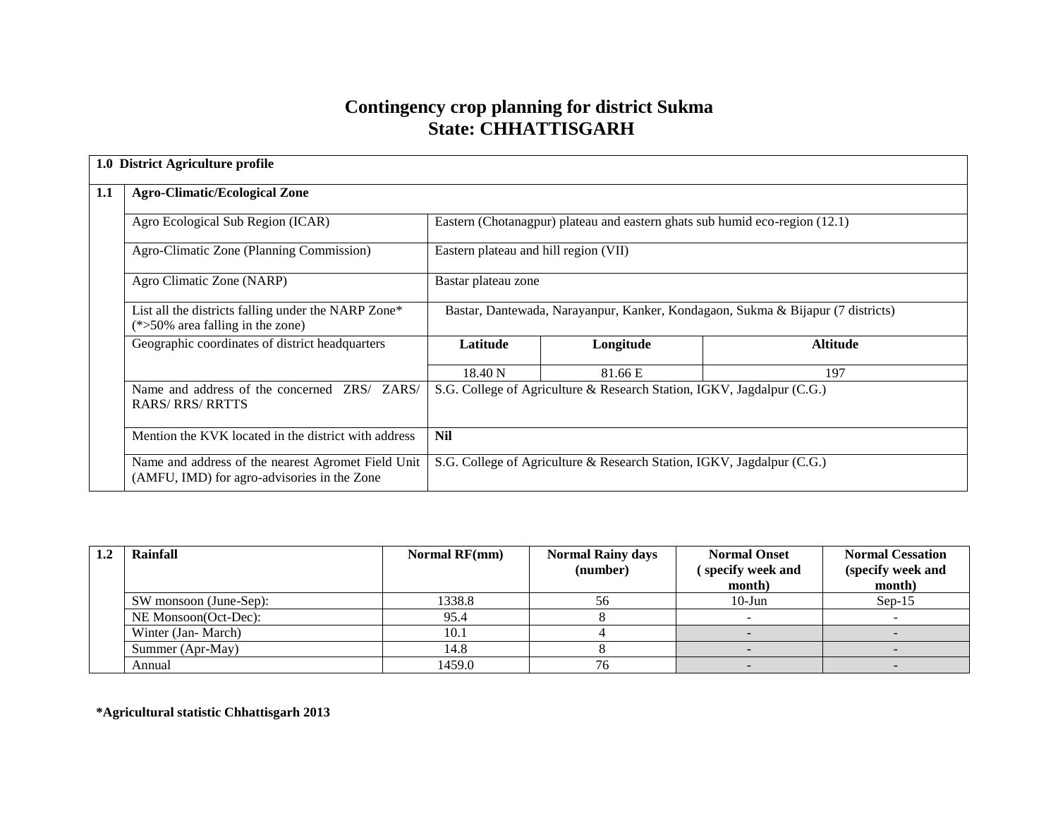# Contingency crop planning for district Sukma
# State: CHHATTISGARH

| 1.0 District Agriculture profile | | | | |
|---|---|---|---|---|
| **1.1** | **Agro-Climatic/Ecological Zone** | | | |
| | Agro Ecological Sub Region (ICAR) | Eastern (Chotanagpur) plateau and eastern ghats sub humid eco-region (12.1) | | |
| | Agro-Climatic Zone (Planning Commission) | Eastern plateau and hill region (VII) | | |
| | Agro Climatic Zone (NARP) | Bastar plateau zone | | |
| | List all the districts falling under the NARP Zone* (*>50% area falling in the zone) | Bastar, Dantewada, Narayanpur, Kanker, Kondagaon, Sukma & Bijapur (7 districts) | | |
| | Geographic coordinates of district headquarters | **Latitude** | **Longitude** | **Altitude** |
| | | 18.40 N | 81.66 E | 197 |
| | Name and address of the concerned ZRS/ ZARS/ RARS/ RRS/ RRTTS | S.G. College of Agriculture & Research Station, IGKV, Jagdalpur (C.G.) | | |
| | Mention the KVK located in the district with address | **Nil** | | |
| | Name and address of the nearest Agromet Field Unit (AMFU, IMD) for agro-advisories in the Zone | S.G. College of Agriculture & Research Station, IGKV, Jagdalpur (C.G.) | | |

| 1.2 | Rainfall | Normal RF(mm) | Normal Rainy days (number) | Normal Onset ( specify week and month) | Normal Cessation (specify week and month) |
|---|---|---|---|---|---|
| | SW monsoon (June-Sep): | 1338.8 | 56 | 10-Jun | Sep-15 |
| | NE Monsoon(Oct-Dec): | 95.4 | 8 | - | - |
| | Winter (Jan- March) | 10.1 | 4 | - | - |
| | Summer (Apr-May) | 14.8 | 8 | - | - |
| | Annual | 1459.0 | 76 | - | - |

**\*Agricultural statistic Chhattisgarh 2013**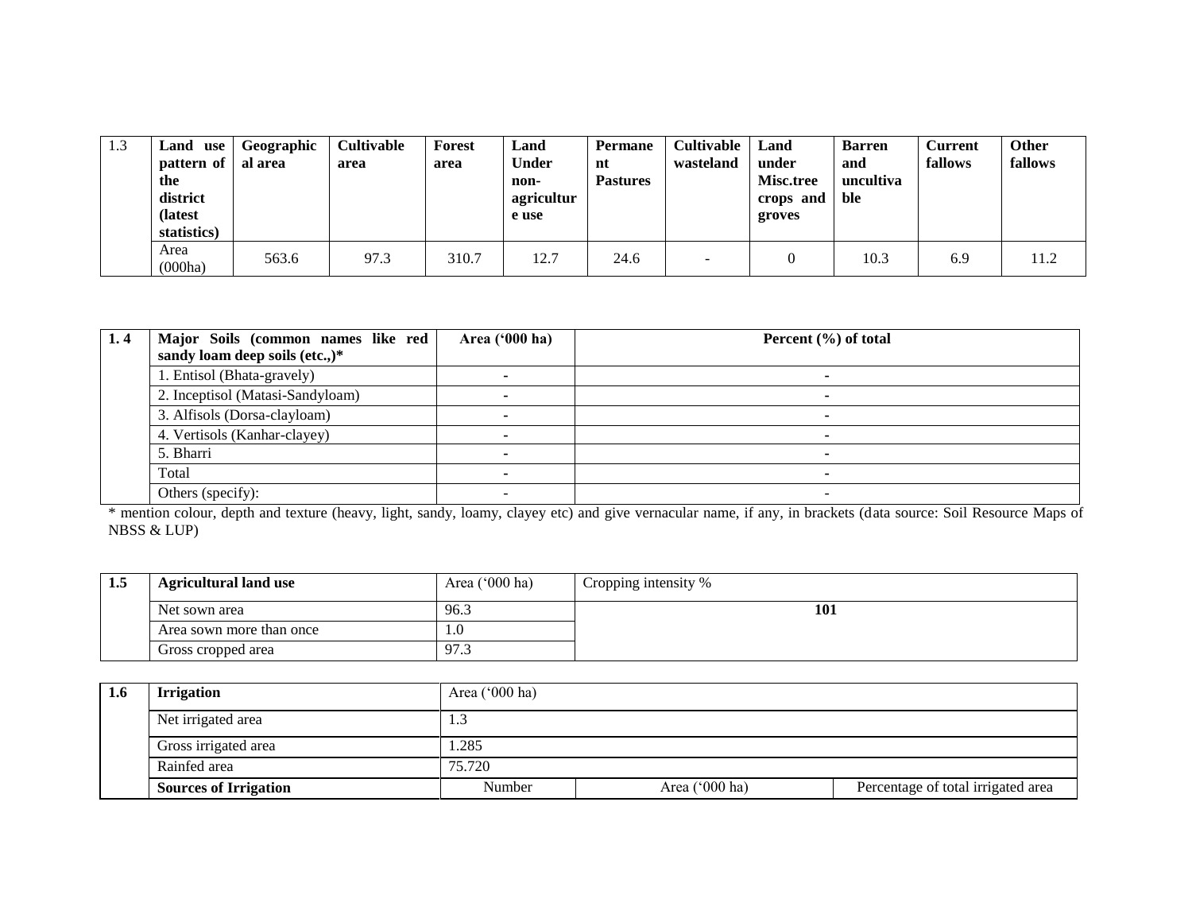| 1.3 | Land use pattern of the district (latest statistics) | Geographical area | Cultivable area | Forest area | Land Under non-agricultural use | Permanent Pastures | Cultivable wasteland | Land under Misc.tree crops and groves | Barren and uncultivable | Current fallows | Other fallows |
|---|---|---|---|---|---|---|---|---|---|---|---|
| | Area (000ha) | 563.6 | 97.3 | 310.7 | 12.7 | 24.6 | - | 0 | 10.3 | 6.9 | 11.2 |

| 1. 4 | Major Soils (common names like red sandy loam deep soils (etc.,)* | Area ('000 ha) | Percent (%) of total |
|---|---|---|---|
| | 1. Entisol (Bhata-gravely) | - | - |
| | 2. Inceptisol (Matasi-Sandyloam) | - | - |
| | 3. Alfisols (Dorsa-clayloam) | - | - |
| | 4. Vertisols (Kanhar-clayey) | - | - |
| | 5. Bharri | - | - |
| | Total | - | - |
| | Others (specify): | - | - |

* mention colour, depth and texture (heavy, light, sandy, loamy, clayey etc) and give vernacular name, if any, in brackets (data source: Soil Resource Maps of NBSS & LUP)

| 1.5 | Agricultural land use | Area ('000 ha) | Cropping intensity % |
|---|---|---|---|
| | Net sown area | 96.3 | **101** |
| | Area sown more than once | 1.0 | |
| | Gross cropped area | 97.3 | |

| 1.6 | Irrigation | Area ('000 ha) | | |
|---|---|---|---|---|
| | Net irrigated area | 1.3 | | |
| | Gross irrigated area | 1.285 | | |
| | Rainfed area | 75.720 | | |
| | **Sources of Irrigation** | Number | Area ('000 ha) | Percentage of total irrigated area |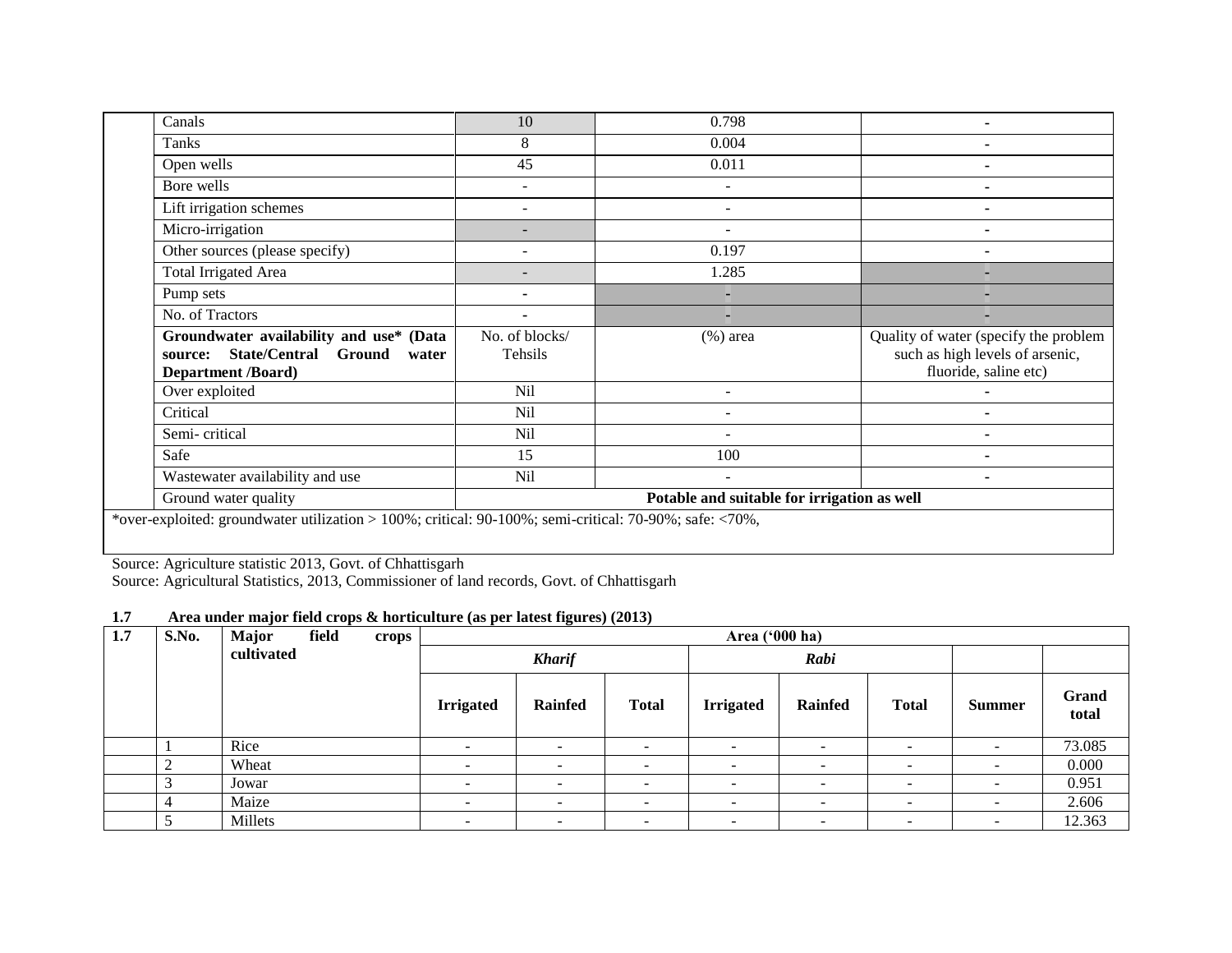| | | | | |
|---|---|---|---|---|
| | Canals | 10 | 0.798 | - |
| | Tanks | 8 | 0.004 | - |
| | Open wells | 45 | 0.011 | - |
| | Bore wells | - | - | - |
| | Lift irrigation schemes | - | - | - |
| | Micro-irrigation | - | - | - |
| | Other sources (please specify) | - | 0.197 | - |
| | Total Irrigated Area | - | 1.285 | - |
| | Pump sets | - | - | - |
| | No. of Tractors | - | - | - |
| | **Groundwater availability and use* (Data source: State/Central Ground water Department /Board)** | No. of blocks/ Tehsils | (%) area | Quality of water (specify the problem such as high levels of arsenic, fluoride, saline etc) |
| | Over exploited | Nil | - | - |
| | Critical | Nil | - | - |
| | Semi- critical | Nil | - | - |
| | Safe | 15 | 100 | - |
| | Wastewater availability and use | Nil | - | - |
| | Ground water quality | **Potable and suitable for irrigation as well** | | |
| *over-exploited: groundwater utilization > 100%; critical: 90-100%; semi-critical: 70-90%; safe: <70%, | | | | |

Source: Agriculture statistic 2013, Govt. of Chhattisgarh
Source: Agricultural Statistics, 2013, Commissioner of land records, Govt. of Chhattisgarh

**1.7 Area under major field crops & horticulture (as per latest figures) (2013)**

| **1.7** | **S.No.** | **Major field crops cultivated** | **Area ('000 ha)** | | | | | | | |
|---|---|---|---|---|---|---|---|---|---|---|
| | | | ***Kharif*** | | | ***Rabi*** | | | | |
| | | | **Irrigated** | **Rainfed** | **Total** | **Irrigated** | **Rainfed** | **Total** | **Summer** | **Grand total** |
| | 1 | Rice | - | - | - | - | - | - | - | 73.085 |
| | 2 | Wheat | - | - | - | - | - | - | - | 0.000 |
| | 3 | Jowar | - | - | - | - | - | - | - | 0.951 |
| | 4 | Maize | - | - | - | - | - | - | - | 2.606 |
| | 5 | Millets | - | - | - | - | - | - | - | 12.363 |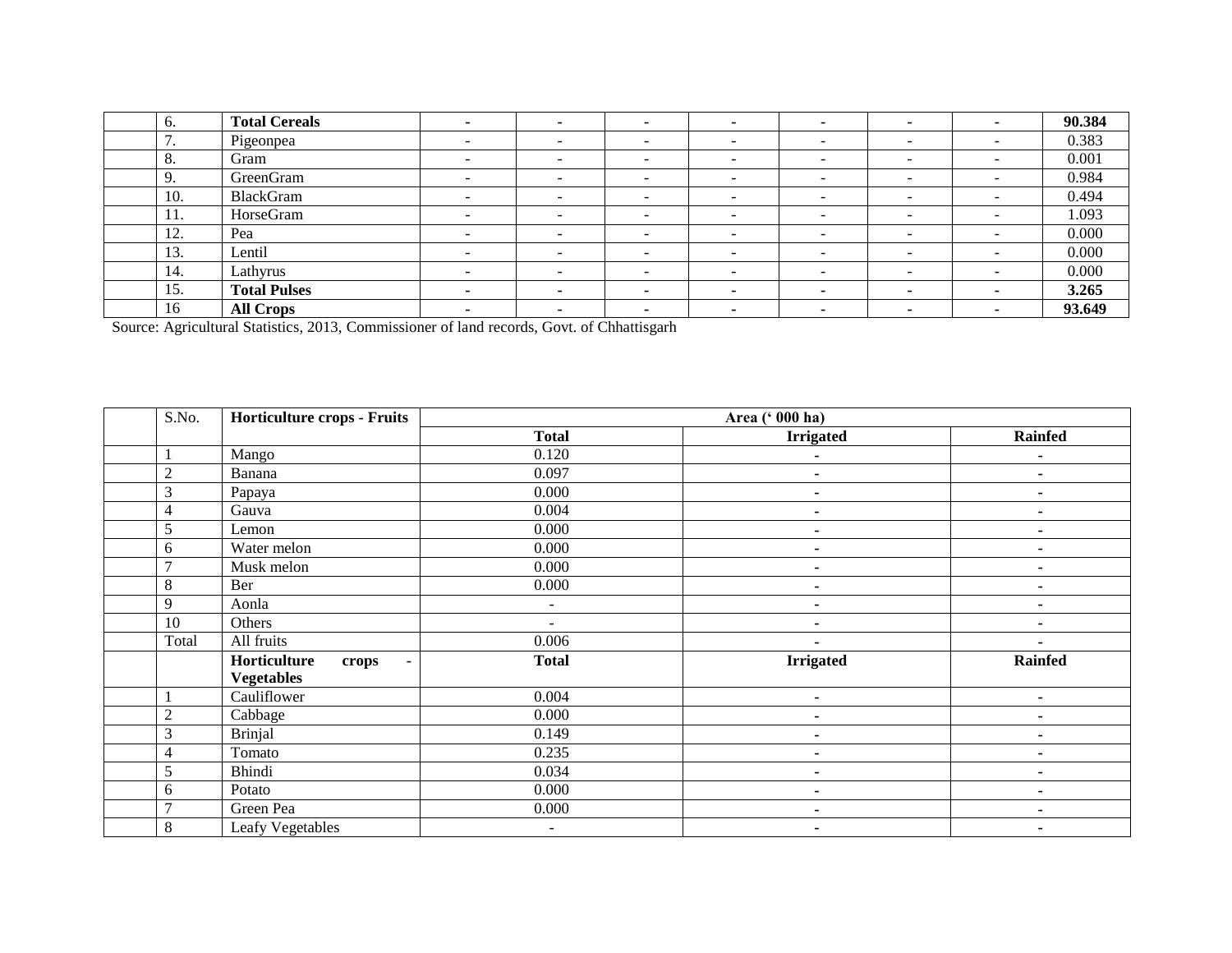| | | | | | | | | | |
|---|---|---|---|---|---|---|---|---|---|
| | 6. | **Total Cereals** | - | - | - | - | - | - | - | **90.384** |
| | 7. | Pigeonpea | - | - | - | - | - | - | - | 0.383 |
| | 8. | Gram | - | - | - | - | - | - | - | 0.001 |
| | 9. | GreenGram | - | - | - | - | - | - | - | 0.984 |
| | 10. | BlackGram | - | - | - | - | - | - | - | 0.494 |
| | 11. | HorseGram | - | - | - | - | - | - | - | 1.093 |
| | 12. | Pea | - | - | - | - | - | - | - | 0.000 |
| | 13. | Lentil | - | - | - | - | - | - | - | 0.000 |
| | 14. | Lathyrus | - | - | - | - | - | - | - | 0.000 |
| | 15. | **Total Pulses** | - | - | - | - | - | - | - | **3.265** |
| | 16 | **All Crops** | - | - | - | - | - | - | - | **93.649** |

Source: Agricultural Statistics, 2013, Commissioner of land records, Govt. of Chhattisgarh

| | S.No. | **Horticulture crops - Fruits** | **Area (' 000 ha)** | | |
|---|---|---|---|---|---|
| | | | **Total** | **Irrigated** | **Rainfed** |
| | 1 | Mango | 0.120 | - | - |
| | 2 | Banana | 0.097 | - | - |
| | 3 | Papaya | 0.000 | - | - |
| | 4 | Gauva | 0.004 | - | - |
| | 5 | Lemon | 0.000 | - | - |
| | 6 | Water melon | 0.000 | - | - |
| | 7 | Musk melon | 0.000 | - | - |
| | 8 | Ber | 0.000 | - | - |
| | 9 | Aonla | - | - | - |
| | 10 | Others | - | - | - |
| | Total | All fruits | 0.006 | - | - |
| | | **Horticulture crops - Vegetables** | **Total** | **Irrigated** | **Rainfed** |
| | 1 | Cauliflower | 0.004 | - | - |
| | 2 | Cabbage | 0.000 | - | - |
| | 3 | Brinjal | 0.149 | - | - |
| | 4 | Tomato | 0.235 | - | - |
| | 5 | Bhindi | 0.034 | - | - |
| | 6 | Potato | 0.000 | - | - |
| | 7 | Green Pea | 0.000 | - | - |
| | 8 | Leafy Vegetables | - | - | - |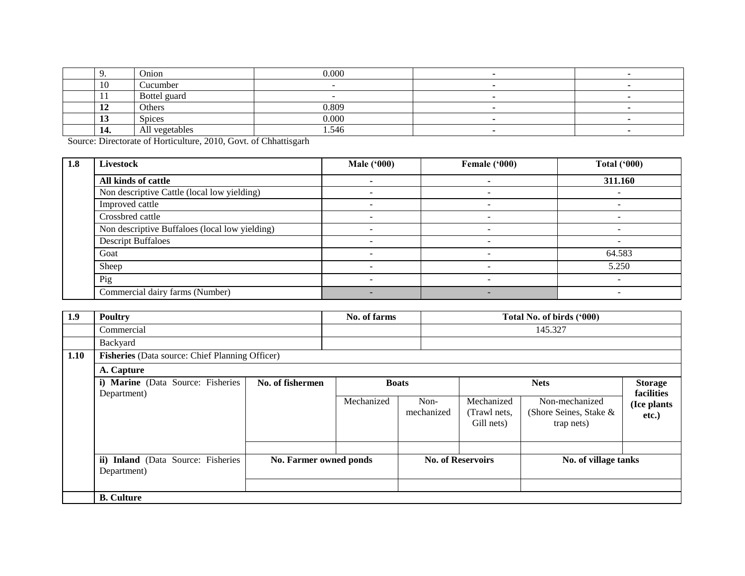|  | 9. | Onion | 0.000 | - | - |
|---|---|---|---|---|---|
|  | 10 | Cucumber | - | - | - |
|  | 11 | Bottel guard | - | - | - |
|  | **12** | Others | 0.809 | - | - |
|  | **13** | Spices | 0.000 | - | - |
|  | **14.** | All vegetables | 1.546 | - | - |

Source: Directorate of Horticulture, 2010, Govt. of Chhattisgarh

| 1.8 | Livestock | Male ('000) | Female ('000) | Total ('000) |
|---|---|---|---|---|
|  | **All kinds of cattle** | **-** | **-** | **311.160** |
|  | Non descriptive Cattle (local low yielding) | - | - | - |
|  | Improved cattle | - | - | - |
|  | Crossbred cattle | - | - | - |
|  | Non descriptive Buffaloes (local low yielding) | - | - | - |
|  | Descript Buffaloes | - | - | - |
|  | Goat | - | - | 64.583 |
|  | Sheep | - | - | 5.250 |
|  | Pig | - | - | - |
|  | Commercial dairy farms (Number) | - | - | - |

| 1.9 | Poultry | No. of farms | Total No. of birds ('000) |
|---|---|---|---|
|  | Commercial |  | 145.327 |
|  | Backyard |  |  |

| 1.10 | Fisheries (Data source: Chief Planning Officer) | | | | | | |
|---|---|---|---|---|---|---|---|
|  | **A. Capture** | | | | | | |
|  | **i) Marine** (Data Source: Fisheries Department) | **No. of fishermen** | **Boats** | | **Nets** | | **Storage facilities (Ice plants etc.)** |
|  |  |  | Mechanized | Non-mechanized | Mechanized (Trawl nets, Gill nets) | Non-mechanized (Shore Seines, Stake & trap nets) |  |
|  |  |  |  |  |  |  |  |
|  | **ii) Inland** (Data Source: Fisheries Department) | **No. Farmer owned ponds** | | **No. of Reservoirs** | | **No. of village tanks** | |
|  |  |  |  |  |  |  |  |
|  | **B. Culture** | | | | | | |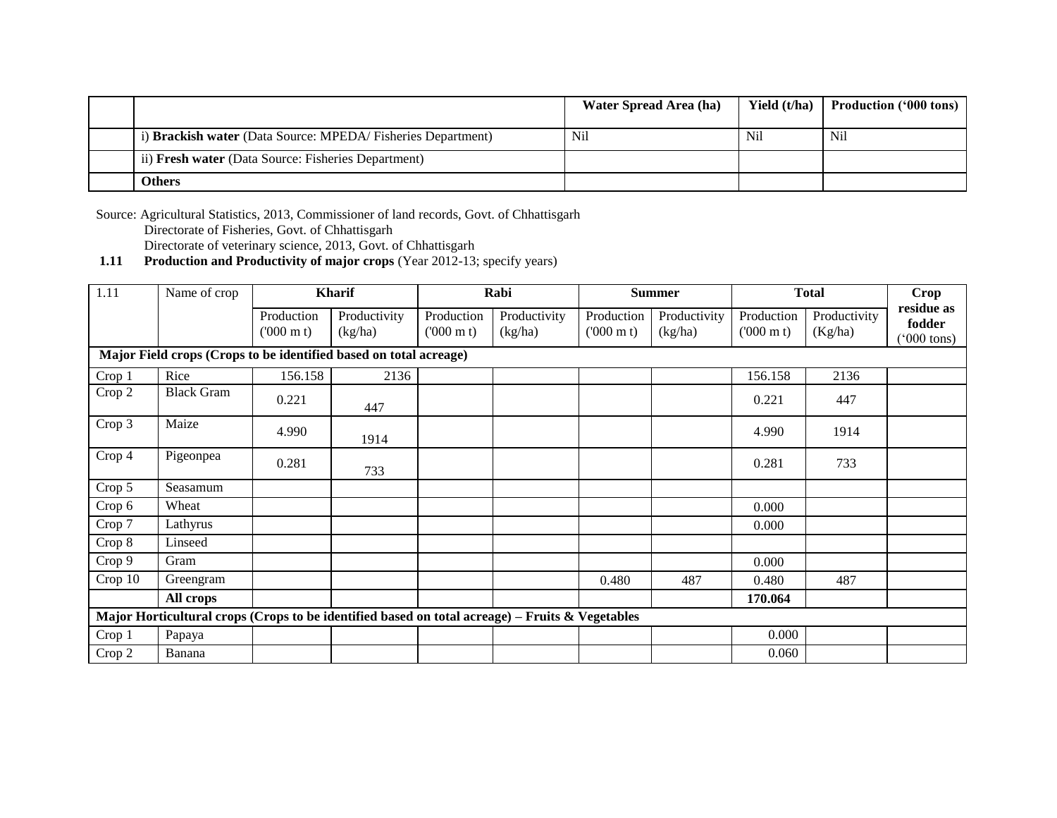| | | Water Spread Area (ha) | Yield (t/ha) | Production ('000 tons) |
|---|---|---|---|---|
| | i) **Brackish water** (Data Source: MPEDA/ Fisheries Department) | Nil | Nil | Nil |
| | ii) **Fresh water** (Data Source: Fisheries Department) | | | |
| | **Others** | | | |

Source: Agricultural Statistics, 2013, Commissioner of land records, Govt. of Chhattisgarh
Directorate of Fisheries, Govt. of Chhattisgarh
Directorate of veterinary science, 2013, Govt. of Chhattisgarh

**1.11 Production and Productivity of major crops** (Year 2012-13; specify years)

| 1.11 | Name of crop | **Kharif** | | **Rabi** | | **Summer** | | **Total** | | **Crop residue as fodder** ('000 tons) |
|---|---|---|---|---|---|---|---|---|---|---|
| | | Production ('000 m t) | Productivity (kg/ha) | Production ('000 m t) | Productivity (kg/ha) | Production ('000 m t) | Productivity (kg/ha) | Production ('000 m t) | Productivity (Kg/ha) | |
| **Major Field crops (Crops to be identified based on total acreage)** | | | | | | | | | | |
| Crop 1 | Rice | 156.158 | 2136 | | | | | 156.158 | 2136 | |
| Crop 2 | Black Gram | 0.221 | 447 | | | | | 0.221 | 447 | |
| Crop 3 | Maize | 4.990 | 1914 | | | | | 4.990 | 1914 | |
| Crop 4 | Pigeonpea | 0.281 | 733 | | | | | 0.281 | 733 | |
| Crop 5 | Seasamum | | | | | | | | | |
| Crop 6 | Wheat | | | | | | | 0.000 | | |
| Crop 7 | Lathyrus | | | | | | | 0.000 | | |
| Crop 8 | Linseed | | | | | | | | | |
| Crop 9 | Gram | | | | | | | 0.000 | | |
| Crop 10 | Greengram | | | | | 0.480 | 487 | 0.480 | 487 | |
| | **All crops** | | | | | | | **170.064** | | |
| **Major Horticultural crops (Crops to be identified based on total acreage) – Fruits & Vegetables** | | | | | | | | | | |
| Crop 1 | Papaya | | | | | | | 0.000 | | |
| Crop 2 | Banana | | | | | | | 0.060 | | |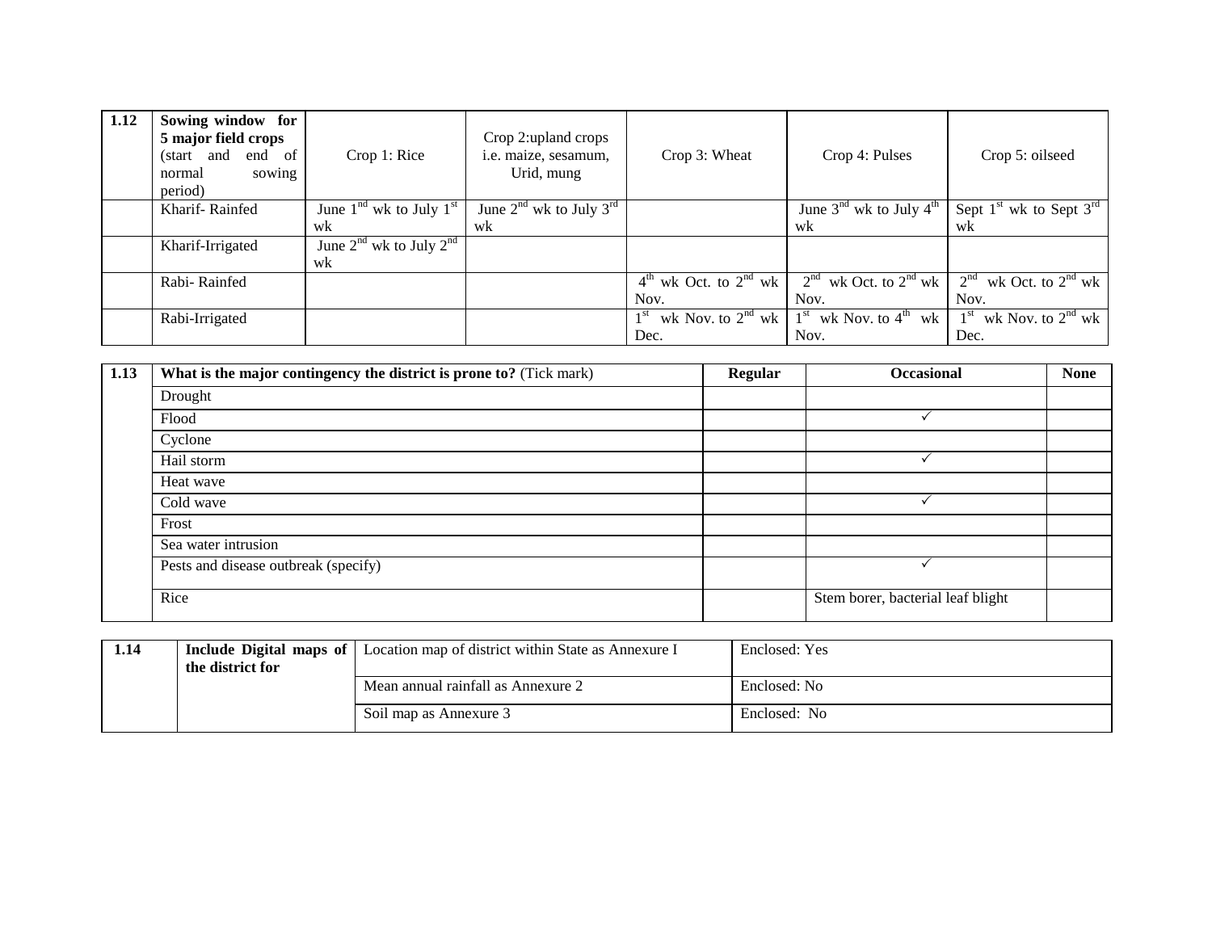| 1.12 | **Sowing window for 5 major field crops** (start and end of normal sowing period) | Crop 1: Rice | Crop 2:upland crops i.e. maize, sesamum, Urid, mung | Crop 3: Wheat | Crop 4: Pulses | Crop 5: oilseed |
|---|---|---|---|---|---|---|
| | Kharif- Rainfed | June 1st wk to July 1st wk | June 2nd wk to July 3rd wk | | June 3rd wk to July 4th wk | Sept 1st wk to Sept 3rd wk |
| | Kharif-Irrigated | June 2nd wk to July 2nd wk | | | | |
| | Rabi- Rainfed | | | 4th wk Oct. to 2nd wk Nov. | 2nd wk Oct. to 2nd wk Nov. | 2nd wk Oct. to 2nd wk Nov. |
| | Rabi-Irrigated | | | 1st wk Nov. to 2nd wk Dec. | 1st wk Nov. to 4th wk Nov. | 1st wk Nov. to 2nd wk Dec. |

| 1.13 | **What is the major contingency the district is prone to?** (Tick mark) | **Regular** | **Occasional** | **None** |
|---|---|---|---|---|
| | Drought | | | |
| | Flood | | ✓ | |
| | Cyclone | | | |
| | Hail storm | | ✓ | |
| | Heat wave | | | |
| | Cold wave | | ✓ | |
| | Frost | | | |
| | Sea water intrusion | | | |
| | Pests and disease outbreak (specify) | | ✓ | |
| | Rice | | Stem borer, bacterial leaf blight | |

| 1.14 | **Include Digital maps of the district for** | Location map of district within State as Annexure I | Enclosed: Yes |
|---|---|---|---|
| | | Mean annual rainfall as Annexure 2 | Enclosed: No |
| | | Soil map as Annexure 3 | Enclosed: No |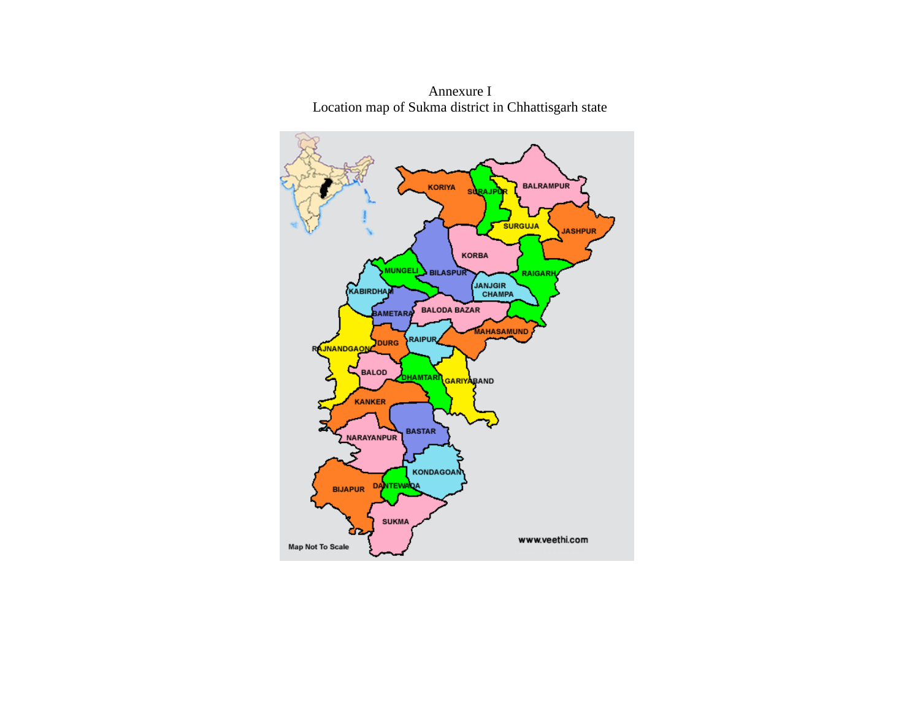Annexure I

Location map of Sukma district in Chhattisgarh state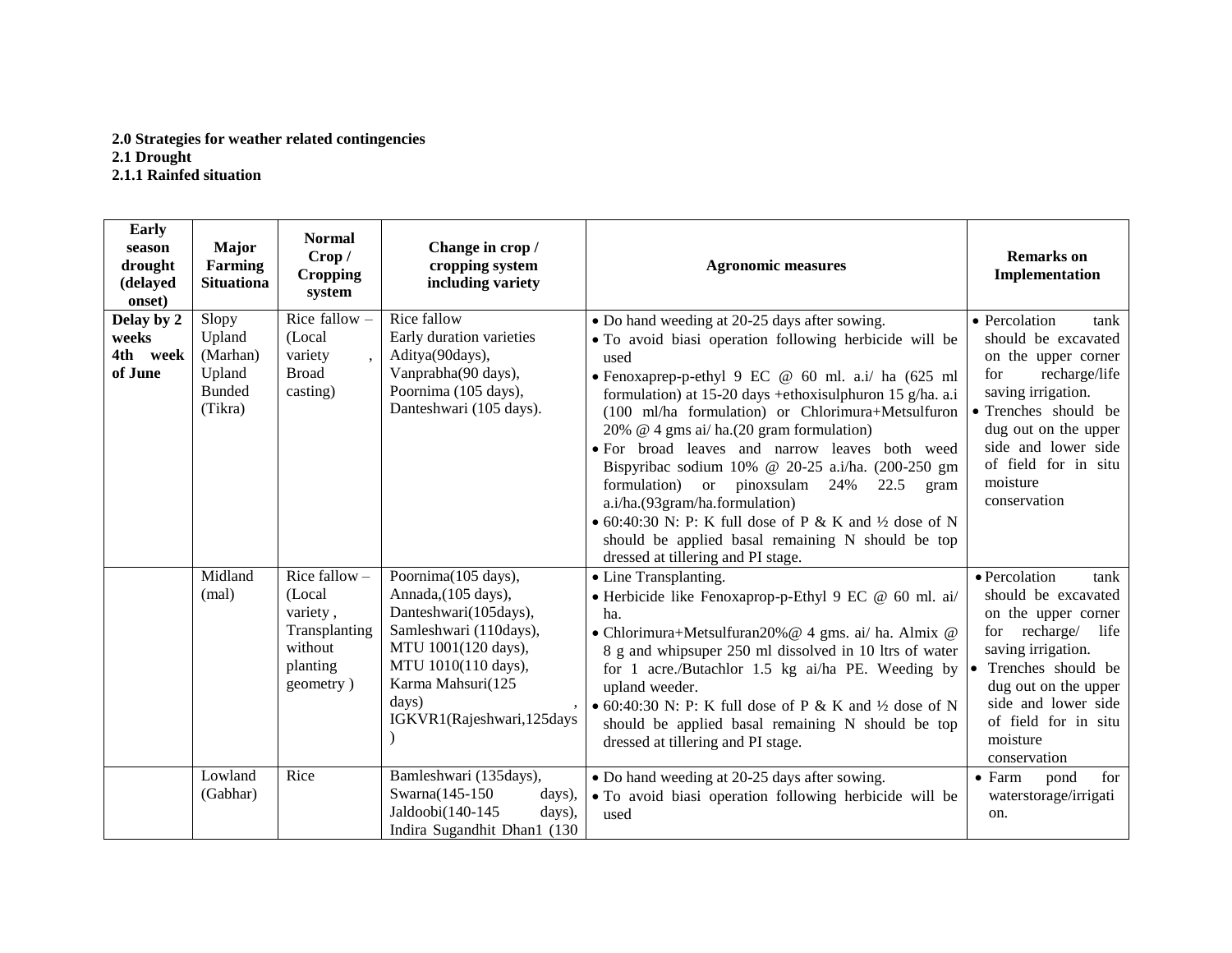**2.0 Strategies for weather related contingencies**
**2.1 Drought**
**2.1.1 Rainfed situation**

| Early season drought (delayed onset) | Major Farming Situationa | Normal Crop / Cropping system | Change in crop / cropping system including variety | Agronomic measures | Remarks on Implementation |
|---|---|---|---|---|---|
| **Delay by 2 weeks 4th week of June** | Slopy Upland (Marhan) Upland Bunded (Tikra) | Rice fallow – (Local variety , Broad casting) | Rice fallow<br>Early duration varieties Aditya(90days), Vanprabha(90 days), Poornima (105 days), Danteshwari (105 days). | • Do hand weeding at 20-25 days after sowing.<br>• To avoid biasi operation following herbicide will be used<br>• Fenoxaprep-p-ethyl 9 EC @ 60 ml. a.i/ ha (625 ml formulation) at 15-20 days +ethoxisulphuron 15 g/ha. a.i (100 ml/ha formulation) or Chlorimura+Metsulfuron 20% @ 4 gms ai/ ha.(20 gram formulation)<br>• For broad leaves and narrow leaves both weed Bispyribac sodium 10% @ 20-25 a.i/ha. (200-250 gm formulation) or pinoxsulam 24% 22.5 gram a.i/ha.(93gram/ha.formulation)<br>• 60:40:30 N: P: K full dose of P & K and ½ dose of N should be applied basal remaining N should be top dressed at tillering and PI stage. | • Percolation tank should be excavated on the upper corner for recharge/life saving irrigation.<br>• Trenches should be dug out on the upper side and lower side of field for in situ moisture conservation |
| | Midland (mal) | Rice fallow – (Local variety , Transplanting without planting geometry ) | Poornima(105 days), Annada,(105 days), Danteshwari(105days), Samleshwari (110days), MTU 1001(120 days), MTU 1010(110 days), Karma Mahsuri(125 days) , IGKVR1(Rajeshwari,125days ) | • Line Transplanting.<br>• Herbicide like Fenoxaprop-p-Ethyl 9 EC @ 60 ml. ai/ ha.<br>• Chlorimura+Metsulfuran20%@ 4 gms. ai/ ha. Almix @ 8 g and whipsuper 250 ml dissolved in 10 ltrs of water for 1 acre./Butachlor 1.5 kg ai/ha PE. Weeding by upland weeder.<br>• 60:40:30 N: P: K full dose of P & K and ½ dose of N should be applied basal remaining N should be top dressed at tillering and PI stage. | • Percolation tank should be excavated on the upper corner for recharge/ life saving irrigation.<br>• Trenches should be dug out on the upper side and lower side of field for in situ moisture conservation |
| | Lowland (Gabhar) | Rice | Bamleshwari (135days), Swarna(145-150 days), Jaldoobi(140-145 days), Indira Sugandhit Dhan1 (130 | • Do hand weeding at 20-25 days after sowing.<br>• To avoid biasi operation following herbicide will be used | • Farm pond for waterstorage/irrigation. |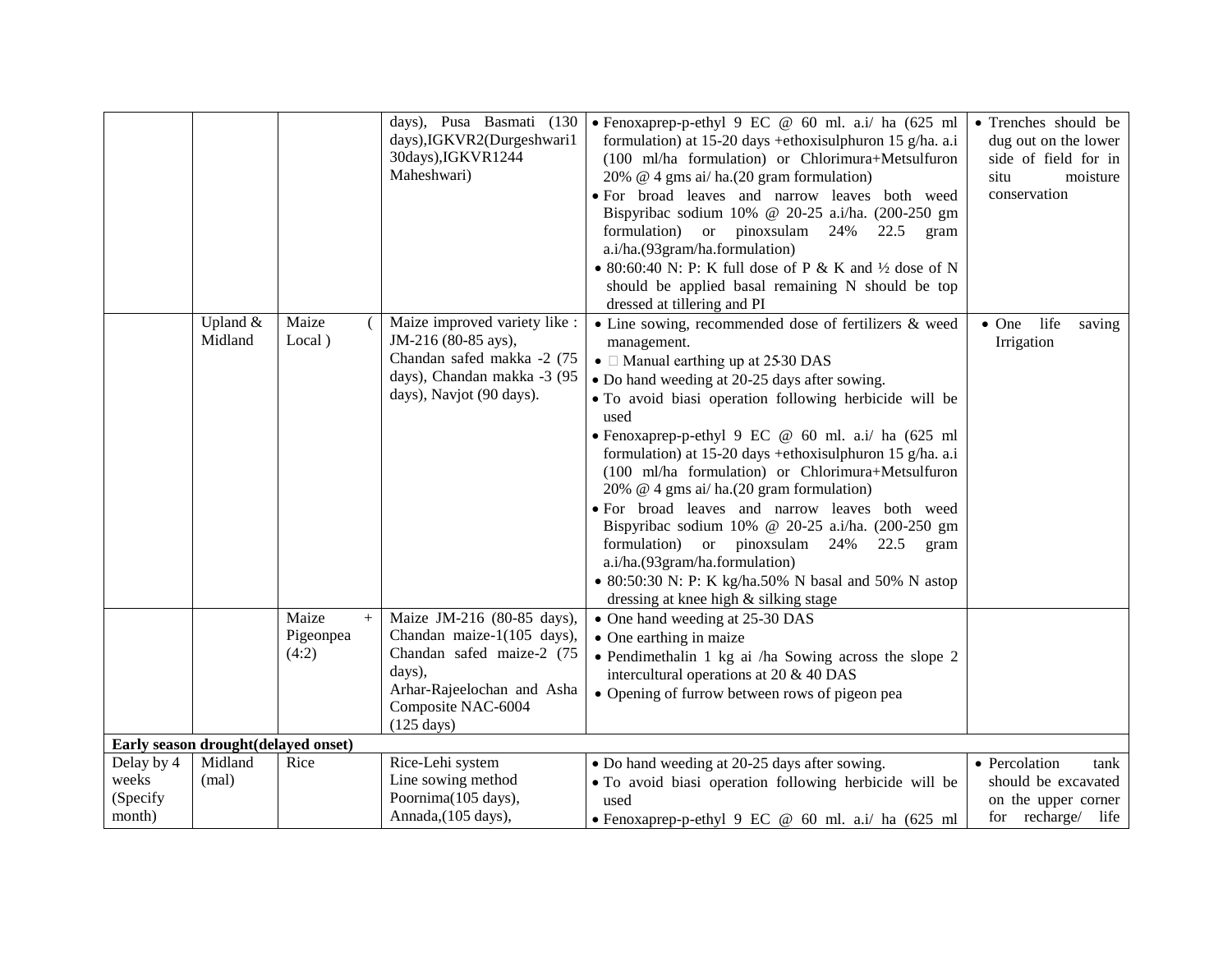| | | | | | |
|---|---|---|---|---|---|
| | | | days), Pusa Basmati (130 days),IGKVR2(Durgeshwari1 30days),IGKVR1244 Maheshwari) | • Fenoxaprep-p-ethyl 9 EC @ 60 ml. a.i/ ha (625 ml formulation) at 15-20 days +ethoxisulphuron 15 g/ha. a.i (100 ml/ha formulation) or Chlorimura+Metsulfuron 20% @ 4 gms ai/ ha.(20 gram formulation)<br>• For broad leaves and narrow leaves both weed Bispyribac sodium 10% @ 20-25 a.i/ha. (200-250 gm formulation) or pinoxsulam 24% 22.5 gram a.i/ha.(93gram/ha.formulation)<br>• 80:60:40 N: P: K full dose of P & K and ½ dose of N should be applied basal remaining N should be top dressed at tillering and PI | • Trenches should be dug out on the lower side of field for in situ moisture conservation |
| | Upland & Midland | Maize ( Local ) | Maize improved variety like : JM-216 (80-85 ays), Chandan safed makka -2 (75 days), Chandan makka -3 (95 days), Navjot (90 days). | • Line sowing, recommended dose of fertilizers & weed management.<br>•  Manual earthing up at 25-30 DAS<br>• Do hand weeding at 20-25 days after sowing.<br>• To avoid biasi operation following herbicide will be used<br>• Fenoxaprep-p-ethyl 9 EC @ 60 ml. a.i/ ha (625 ml formulation) at 15-20 days +ethoxisulphuron 15 g/ha. a.i (100 ml/ha formulation) or Chlorimura+Metsulfuron 20% @ 4 gms ai/ ha.(20 gram formulation)<br>• For broad leaves and narrow leaves both weed Bispyribac sodium 10% @ 20-25 a.i/ha. (200-250 gm formulation) or pinoxsulam 24% 22.5 gram a.i/ha.(93gram/ha.formulation)<br>• 80:50:30 N: P: K kg/ha.50% N basal and 50% N astop dressing at knee high & silking stage | • One life saving Irrigation |
| | | Maize + Pigeonpea (4:2) | Maize JM-216 (80-85 days), Chandan maize-1(105 days), Chandan safed maize-2 (75 days),<br>Arhar-Rajeelochan and Asha Composite NAC-6004 (125 days) | • One hand weeding at 25-30 DAS<br>• One earthing in maize<br>• Pendimethalin 1 kg ai /ha Sowing across the slope 2 intercultural operations at 20 & 40 DAS<br>• Opening of furrow between rows of pigeon pea | |
| **Early season drought(delayed onset)** | | | | | |
| Delay by 4 weeks (Specify month) | Midland (mal) | Rice | Rice-Lehi system<br>Line sowing method<br>Poornima(105 days),<br>Annada,(105 days), | • Do hand weeding at 20-25 days after sowing.<br>• To avoid biasi operation following herbicide will be used<br>• Fenoxaprep-p-ethyl 9 EC @ 60 ml. a.i/ ha (625 ml | • Percolation tank should be excavated on the upper corner for recharge/ life |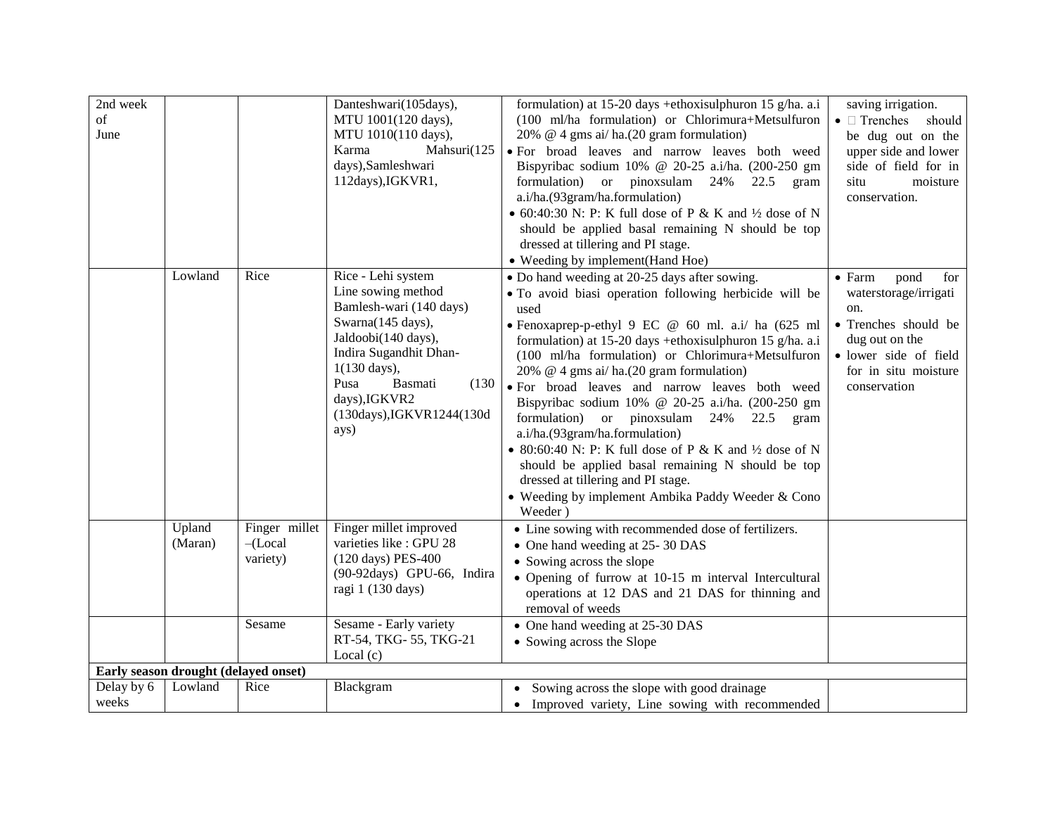| | | | | | |
|---|---|---|---|---|---|
| 2nd week of June | | | Danteshwari(105days), MTU 1001(120 days), MTU 1010(110 days), Karma Mahsuri(125 days),Samleshwari 112days),IGKVR1, | formulation) at 15-20 days +ethoxisulphuron 15 g/ha. a.i (100 ml/ha formulation) or Chlorimura+Metsulfuron 20% @ 4 gms ai/ ha.(20 gram formulation)<br>• For broad leaves and narrow leaves both weed Bispyribac sodium 10% @ 20-25 a.i/ha. (200-250 gm formulation) or pinoxsulam 24% 22.5 gram a.i/ha.(93gram/ha.formulation)<br>• 60:40:30 N: P: K full dose of P & K and ½ dose of N should be applied basal remaining N should be top dressed at tillering and PI stage.<br>• Weeding by implement(Hand Hoe) | saving irrigation.<br>•  Trenches should be dug out on the upper side and lower side of field for in situ moisture conservation. |
| | Lowland | Rice | Rice - Lehi system<br>Line sowing method<br>Bamlesh-wari (140 days)<br>Swarna(145 days),<br>Jaldoobi(140 days),<br>Indira Sugandhit Dhan-1(130 days),<br>Pusa Basmati (130 days),IGKVR2 (130days),IGKVR1244(130days) | • Do hand weeding at 20-25 days after sowing.<br>• To avoid biasi operation following herbicide will be used<br>• Fenoxaprep-p-ethyl 9 EC @ 60 ml. a.i/ ha (625 ml formulation) at 15-20 days +ethoxisulphuron 15 g/ha. a.i (100 ml/ha formulation) or Chlorimura+Metsulfuron 20% @ 4 gms ai/ ha.(20 gram formulation)<br>• For broad leaves and narrow leaves both weed Bispyribac sodium 10% @ 20-25 a.i/ha. (200-250 gm formulation) or pinoxsulam 24% 22.5 gram a.i/ha.(93gram/ha.formulation)<br>• 80:60:40 N: P: K full dose of P & K and ½ dose of N should be applied basal remaining N should be top dressed at tillering and PI stage.<br>• Weeding by implement Ambika Paddy Weeder & Cono Weeder ) | • Farm pond for waterstorage/irrigation.<br>• Trenches should be dug out on the<br>• lower side of field for in situ moisture conservation |
| | Upland (Maran) | Finger millet –(Local variety) | Finger millet improved varieties like : GPU 28 (120 days) PES-400 (90-92days) GPU-66, Indira ragi 1 (130 days) | • Line sowing with recommended dose of fertilizers.<br>• One hand weeding at 25- 30 DAS<br>• Sowing across the slope<br>• Opening of furrow at 10-15 m interval Intercultural operations at 12 DAS and 21 DAS for thinning and removal of weeds | |
| | | Sesame | Sesame - Early variety RT-54, TKG- 55, TKG-21 Local (c) | • One hand weeding at 25-30 DAS<br>• Sowing across the Slope | |
| **Early season drought (delayed onset)** | | | | | |
| Delay by 6 weeks | Lowland | Rice | Blackgram | • Sowing across the slope with good drainage<br>• Improved variety, Line sowing with recommended | |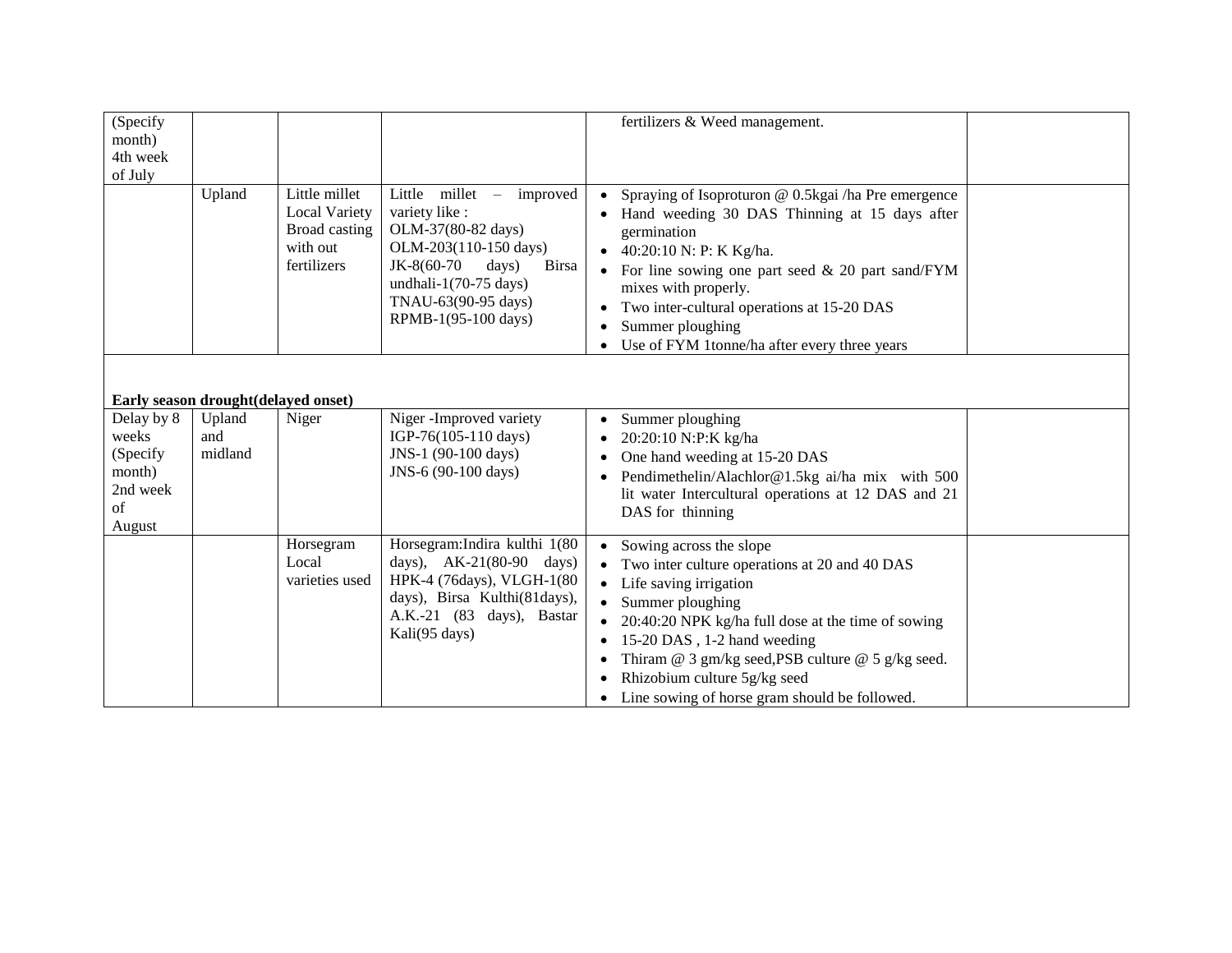| | | | | | |
|---|---|---|---|---|---|
| (Specify month) 4th week of July | | | | fertilizers & Weed management. | |
| | Upland | Little millet Local Variety Broad casting with out fertilizers | Little millet – improved variety like : OLM-37(80-82 days) OLM-203(110-150 days) JK-8(60-70 days) Birsa undhali-1(70-75 days) TNAU-63(90-95 days) RPMB-1(95-100 days) | • Spraying of Isoproturon @ 0.5kgai /ha Pre emergence<br>• Hand weeding 30 DAS Thinning at 15 days after germination<br>• 40:20:10 N: P: K Kg/ha.<br>• For line sowing one part seed & 20 part sand/FYM mixes with properly.<br>• Two inter-cultural operations at 15-20 DAS<br>• Summer ploughing<br>• Use of FYM 1tonne/ha after every three years | |
| **Early season drought(delayed onset)** | | | | | |
| Delay by 8 weeks (Specify month) 2nd week of August | Upland and midland | Niger | Niger -Improved variety IGP-76(105-110 days) JNS-1 (90-100 days) JNS-6 (90-100 days) | • Summer ploughing<br>• 20:20:10 N:P:K kg/ha<br>• One hand weeding at 15-20 DAS<br>• Pendimethelin/Alachlor@1.5kg ai/ha mix with 500 lit water Intercultural operations at 12 DAS and 21 DAS for thinning | |
| | | Horsegram Local varieties used | Horsegram:Indira kulthi 1(80 days), AK-21(80-90 days) HPK-4 (76days), VLGH-1(80 days), Birsa Kulthi(81days), A.K.-21 (83 days), Bastar Kali(95 days) | • Sowing across the slope<br>• Two inter culture operations at 20 and 40 DAS<br>• Life saving irrigation<br>• Summer ploughing<br>• 20:40:20 NPK kg/ha full dose at the time of sowing<br>• 15-20 DAS , 1-2 hand weeding<br>• Thiram @ 3 gm/kg seed,PSB culture @ 5 g/kg seed.<br>• Rhizobium culture 5g/kg seed<br>• Line sowing of horse gram should be followed. | |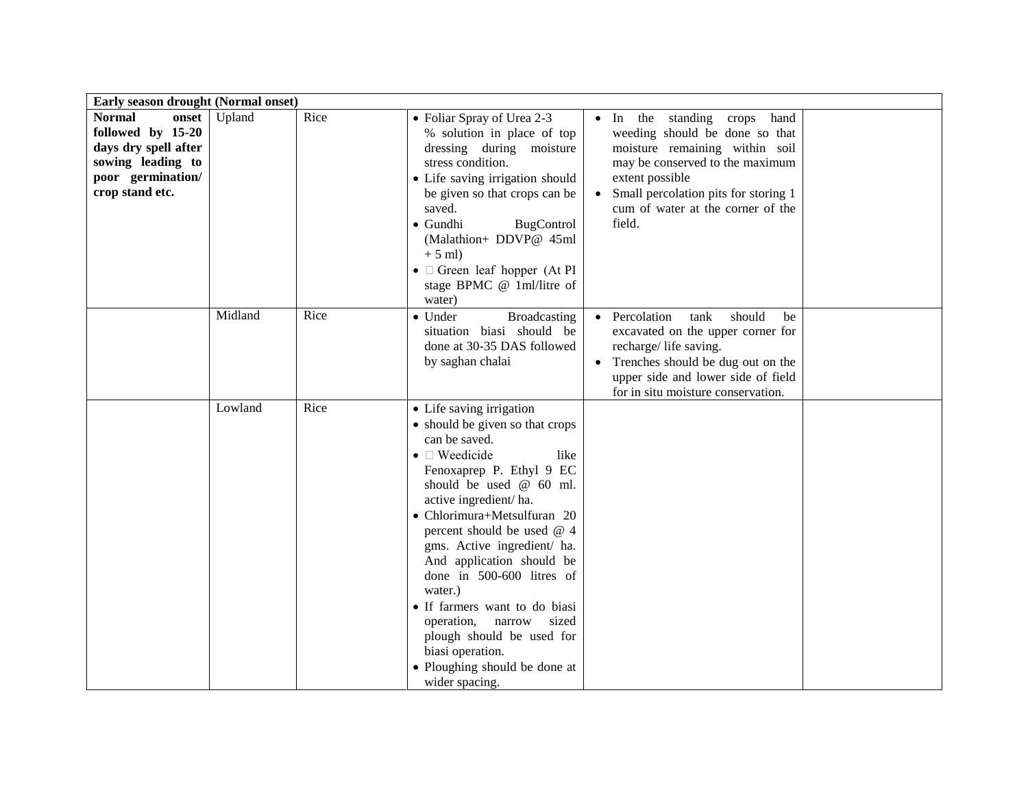| Early season drought (Normal onset) | | | | | |
|---|---|---|---|---|---|
| **Normal onset followed by 15-20 days dry spell after sowing leading to poor germination/ crop stand etc.** | Upland | Rice | • Foliar Spray of Urea 2-3 % solution in place of top dressing during moisture stress condition.<br>• Life saving irrigation should be given so that crops can be saved.<br>• Gundhi BugControl (Malathion+ DDVP@ 45ml + 5 ml)<br>•  Green leaf hopper (At PI stage BPMC @ 1ml/litre of water) | • In the standing crops hand weeding should be done so that moisture remaining within soil may be conserved to the maximum extent possible<br>• Small percolation pits for storing 1 cum of water at the corner of the field. | |
| | Midland | Rice | • Under Broadcasting situation biasi should be done at 30-35 DAS followed by saghan chalai | • Percolation tank should be excavated on the upper corner for recharge/ life saving.<br>• Trenches should be dug out on the upper side and lower side of field for in situ moisture conservation. | |
| | Lowland | Rice | • Life saving irrigation<br>• should be given so that crops can be saved.<br>•  Weedicide like Fenoxaprep P. Ethyl 9 EC should be used @ 60 ml. active ingredient/ ha.<br>• Chlorimura+Metsulfuran 20 percent should be used @ 4 gms. Active ingredient/ ha. And application should be done in 500-600 litres of water.)<br>• If farmers want to do biasi operation, narrow sized plough should be used for biasi operation.<br>• Ploughing should be done at wider spacing. | | |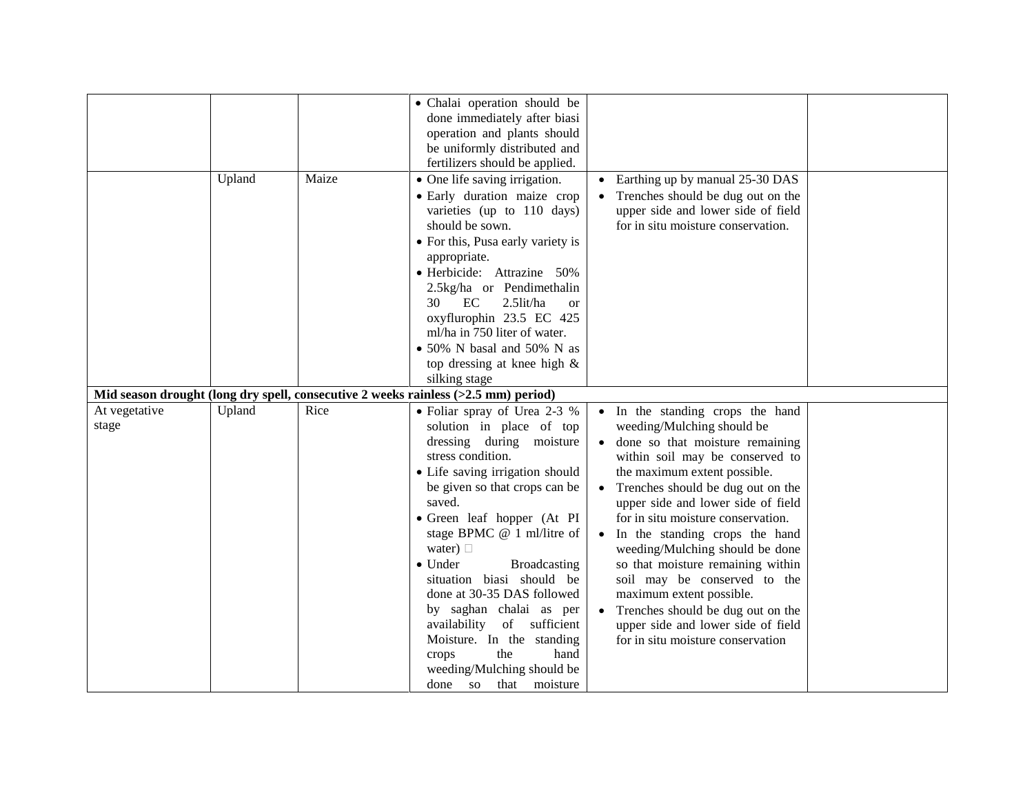| | | | | | |
|---|---|---|---|---|---|
| | | | • Chalai operation should be done immediately after biasi operation and plants should be uniformly distributed and fertilizers should be applied. | | |
| | Upland | Maize | • One life saving irrigation.<br>• Early duration maize crop varieties (up to 110 days) should be sown.<br>• For this, Pusa early variety is appropriate.<br>• Herbicide: Attrazine 50% 2.5kg/ha or Pendimethalin 30 EC 2.5lit/ha or oxyflurophin 23.5 EC 425 ml/ha in 750 liter of water.<br>• 50% N basal and 50% N as top dressing at knee high & silking stage | • Earthing up by manual 25-30 DAS<br>• Trenches should be dug out on the upper side and lower side of field for in situ moisture conservation. | |
| **Mid season drought (long dry spell, consecutive 2 weeks rainless (>2.5 mm) period)** | | | | | |
| At vegetative stage | Upland | Rice | • Foliar spray of Urea 2-3 % solution in place of top dressing during moisture stress condition.<br>• Life saving irrigation should be given so that crops can be saved.<br>• Green leaf hopper (At PI stage BPMC @ 1 ml/litre of water) <br>• Under Broadcasting situation biasi should be done at 30-35 DAS followed by saghan chalai as per availability of sufficient Moisture. In the standing crops the hand weeding/Mulching should be done so that moisture | • In the standing crops the hand weeding/Mulching should be<br>• done so that moisture remaining within soil may be conserved to the maximum extent possible.<br>• Trenches should be dug out on the upper side and lower side of field for in situ moisture conservation.<br>• In the standing crops the hand weeding/Mulching should be done so that moisture remaining within soil may be conserved to the maximum extent possible.<br>• Trenches should be dug out on the upper side and lower side of field for in situ moisture conservation | |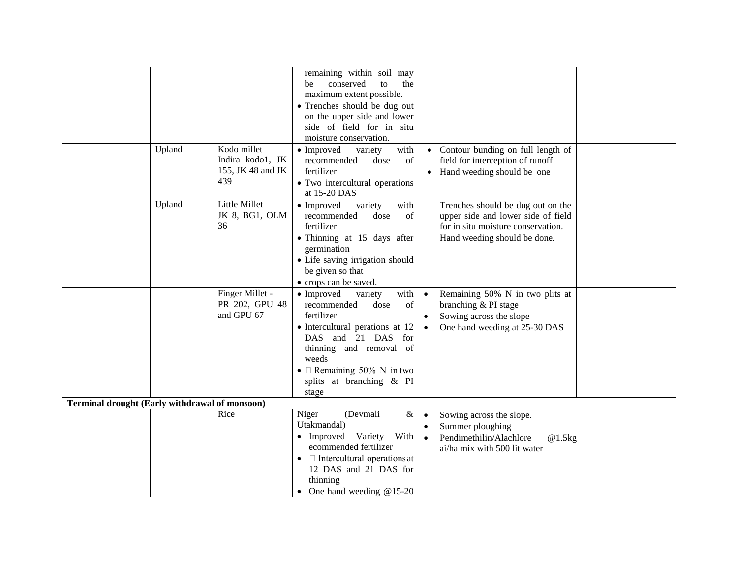| | | | | | |
|---|---|---|---|---|---|
| | | | remaining within soil may be conserved to the maximum extent possible.<br>• Trenches should be dug out on the upper side and lower side of field for in situ moisture conservation. | | |
| | Upland | Kodo millet Indira kodo1, JK 155, JK 48 and JK 439 | • Improved variety with recommended dose of fertilizer<br>• Two intercultural operations at 15-20 DAS | • Contour bunding on full length of field for interception of runoff<br>• Hand weeding should be one | |
| | Upland | Little Millet JK 8, BG1, OLM 36 | • Improved variety with recommended dose of fertilizer<br>• Thinning at 15 days after germination<br>• Life saving irrigation should be given so that<br>• crops can be saved. | Trenches should be dug out on the upper side and lower side of field for in situ moisture conservation. Hand weeding should be done. | |
| | | Finger Millet - PR 202, GPU 48 and GPU 67 | • Improved variety with recommended dose of fertilizer<br>• Intercultural perations at 12 DAS and 21 DAS for thinning and removal of weeds<br>•  Remaining 50% N in two splits at branching & PI stage | • Remaining 50% N in two plits at branching & PI stage<br>• Sowing across the slope<br>• One hand weeding at 25-30 DAS | |
| **Terminal drought (Early withdrawal of monsoon)** | | | | | |
| | | Rice | Niger (Devmali & Utakmandal)<br>• Improved Variety With ecommended fertilizer<br>•  Intercultural operations at 12 DAS and 21 DAS for thinning<br>• One hand weeding @15-20 | • Sowing across the slope.<br>• Summer ploughing<br>• Pendimethilin/Alachlore @1.5kg ai/ha mix with 500 lit water | |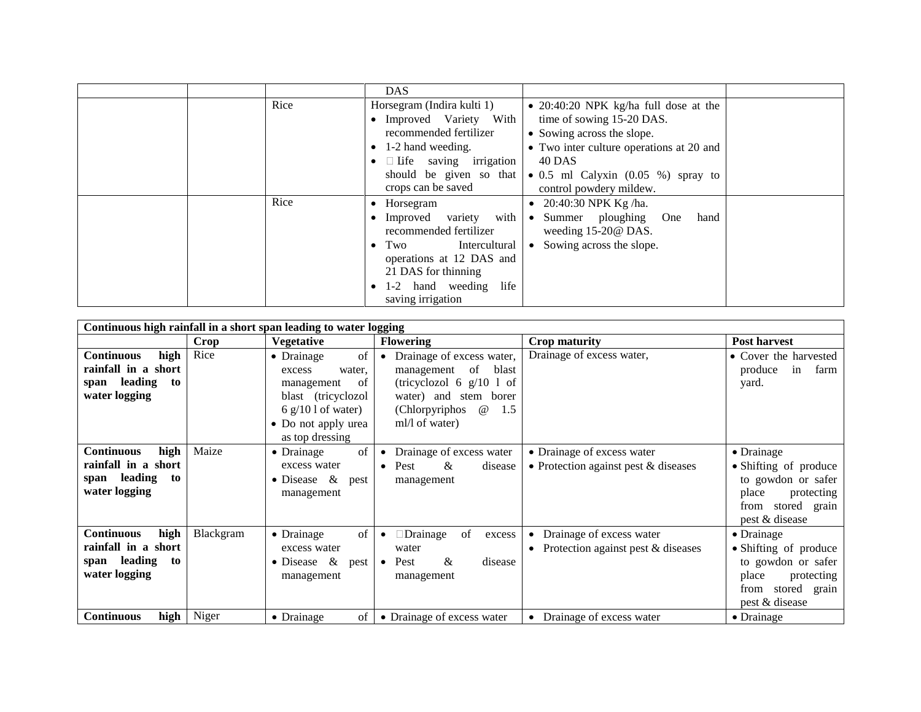| | | | | | |
|---|---|---|---|---|---|
| | | | DAS | | |
| | | Rice | Horsegram (Indira kulti 1)<br>• Improved Variety With recommended fertilizer<br>• 1-2 hand weeding.<br>• Iife saving irrigation should be given so that crops can be saved | • 20:40:20 NPK kg/ha full dose at the time of sowing 15-20 DAS.<br>• Sowing across the slope.<br>• Two inter culture operations at 20 and 40 DAS<br>• 0.5 ml Calyxin (0.05 %) spray to control powdery mildew. | |
| | | Rice | • Horsegram<br>• Improved variety with recommended fertilizer<br>• Two Intercultural operations at 12 DAS and 21 DAS for thinning<br>• 1-2 hand weeding life saving irrigation | • 20:40:30 NPK Kg /ha.<br>• Summer ploughing One hand weeding 15-20@ DAS.<br>• Sowing across the slope. | |

| Continuous high rainfall in a short span leading to water logging | | | | | |
|---|---|---|---|---|---|
| | **Crop** | **Vegetative** | **Flowering** | **Crop maturity** | **Post harvest** |
| **Continuous high rainfall in a short span leading to water logging** | Rice | • Drainage of excess water, management of blast (tricyclozol 6 g/10 l of water)<br>• Do not apply urea as top dressing | • Drainage of excess water, management of blast (tricyclozol 6 g/10 l of water) and stem borer (Chlorpyriphos @ 1.5 ml/l of water) | Drainage of excess water, | • Cover the harvested produce in farm yard. |
| **Continuous high rainfall in a short span leading to water logging** | Maize | • Drainage of excess water<br>• Disease & pest management | • Drainage of excess water<br>• Pest & disease management | • Drainage of excess water<br>• Protection against pest & diseases | • Drainage<br>• Shifting of produce to gowdon or safer place protecting from stored grain pest & disease |
| **Continuous high rainfall in a short span leading to water logging** | Blackgram | • Drainage of excess water<br>• Disease & pest management | • Drainage of excess water<br>• Pest & disease management | • Drainage of excess water<br>• Protection against pest & diseases | • Drainage<br>• Shifting of produce to gowdon or safer place protecting from stored grain pest & disease |
| **Continuous high** | Niger | • Drainage of | • Drainage of excess water | • Drainage of excess water | • Drainage |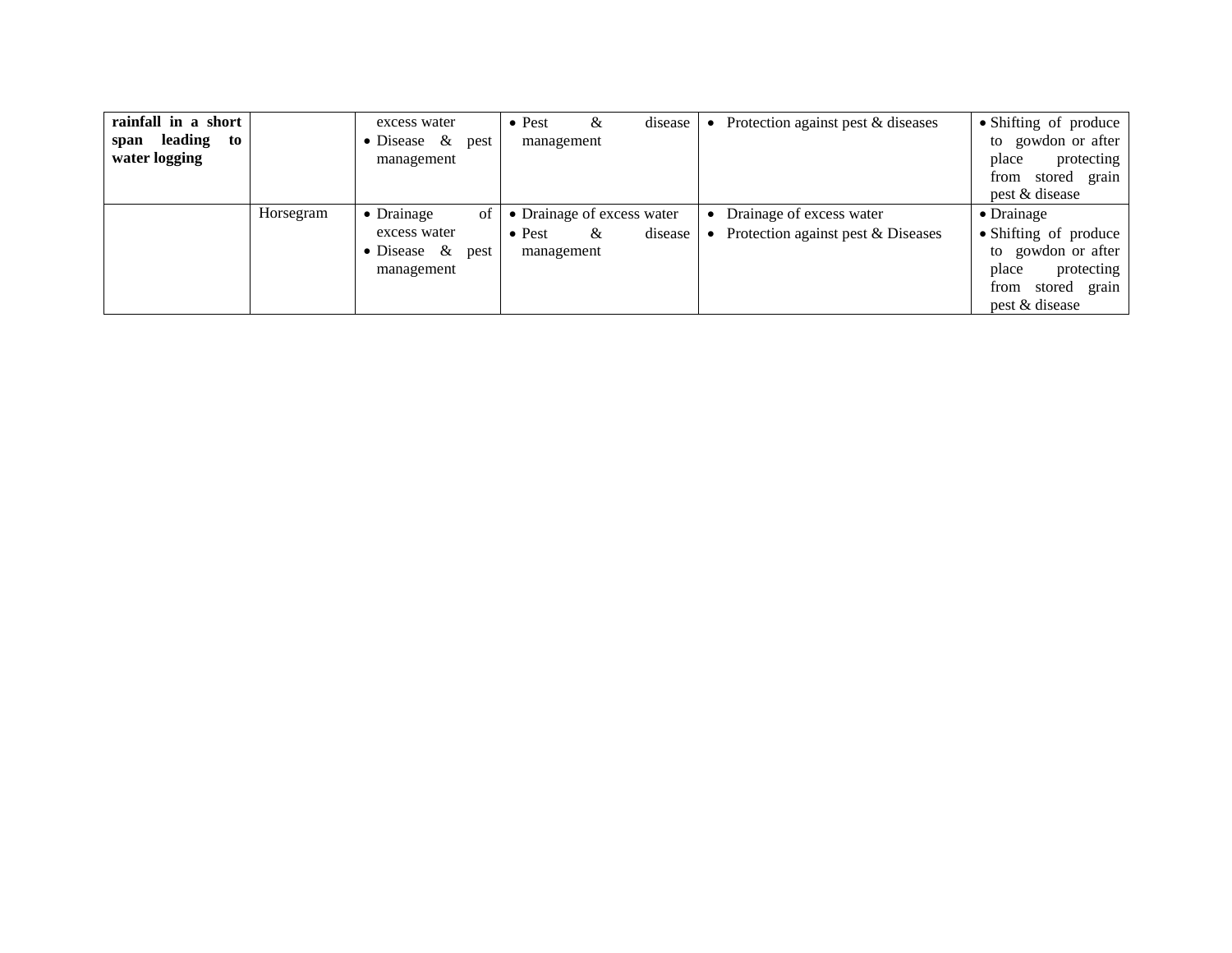| | | | | | |
|---|---|---|---|---|---|
| **rainfall in a short span leading to water logging** | | excess water<br>• Disease & pest management | • Pest & disease management | • Protection against pest & diseases | • Shifting of produce to gowdon or after place protecting from stored grain pest & disease |
| | Horsegram | • Drainage of excess water<br>• Disease & pest management | • Drainage of excess water<br>• Pest & disease management | • Drainage of excess water<br>• Protection against pest & Diseases | • Drainage<br>• Shifting of produce to gowdon or after place protecting from stored grain pest & disease |